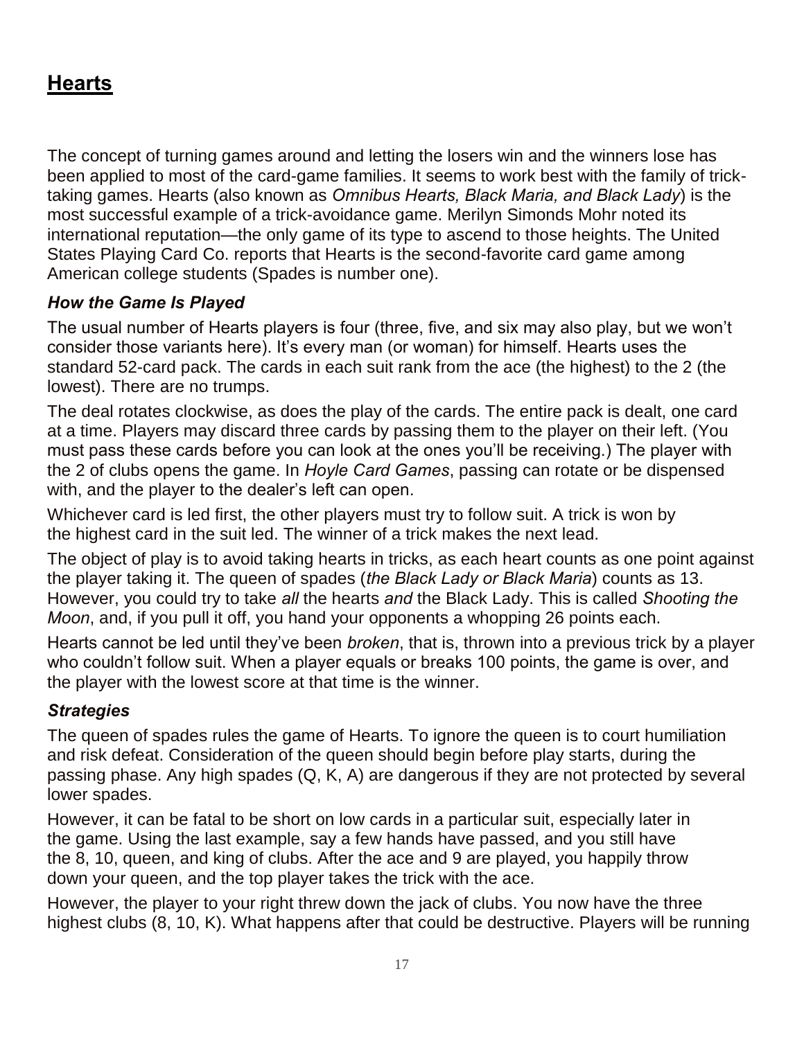## Hearts

The concept of turning games around and letting the losers win and the winners lose has been applied to most of the card-game families. It seems to work best with the family of trick-taking games. Hearts (also known as *Omnibus Hearts, Black Maria, and Black Lady*) is the most successful example of a trick-avoidance game. Merilyn Simonds Mohr noted its international reputation—the only game of its type to ascend to those heights. The United States Playing Card Co. reports that Hearts is the second-favorite card game among American college students (Spades is number one).

### *How the Game Is Played*

The usual number of Hearts players is four (three, five, and six may also play, but we won't consider those variants here). It's every man (or woman) for himself. Hearts uses the standard 52-card pack. The cards in each suit rank from the ace (the highest) to the 2 (the lowest). There are no trumps.

The deal rotates clockwise, as does the play of the cards. The entire pack is dealt, one card at a time. Players may discard three cards by passing them to the player on their left. (You must pass these cards before you can look at the ones you'll be receiving.) The player with the 2 of clubs opens the game. In *Hoyle Card Games*, passing can rotate or be dispensed with, and the player to the dealer's left can open.

Whichever card is led first, the other players must try to follow suit. A trick is won by the highest card in the suit led. The winner of a trick makes the next lead.

The object of play is to avoid taking hearts in tricks, as each heart counts as one point against the player taking it. The queen of spades (*the Black Lady or Black Maria*) counts as 13. However, you could try to take *all* the hearts *and* the Black Lady. This is called *Shooting the Moon*, and, if you pull it off, you hand your opponents a whopping 26 points each.

Hearts cannot be led until they've been *broken*, that is, thrown into a previous trick by a player who couldn't follow suit. When a player equals or breaks 100 points, the game is over, and the player with the lowest score at that time is the winner.

### *Strategies*

The queen of spades rules the game of Hearts. To ignore the queen is to court humiliation and risk defeat. Consideration of the queen should begin before play starts, during the passing phase. Any high spades (Q, K, A) are dangerous if they are not protected by several lower spades.

However, it can be fatal to be short on low cards in a particular suit, especially later in the game. Using the last example, say a few hands have passed, and you still have the 8, 10, queen, and king of clubs. After the ace and 9 are played, you happily throw down your queen, and the top player takes the trick with the ace.

However, the player to your right threw down the jack of clubs. You now have the three highest clubs (8, 10, K). What happens after that could be destructive. Players will be running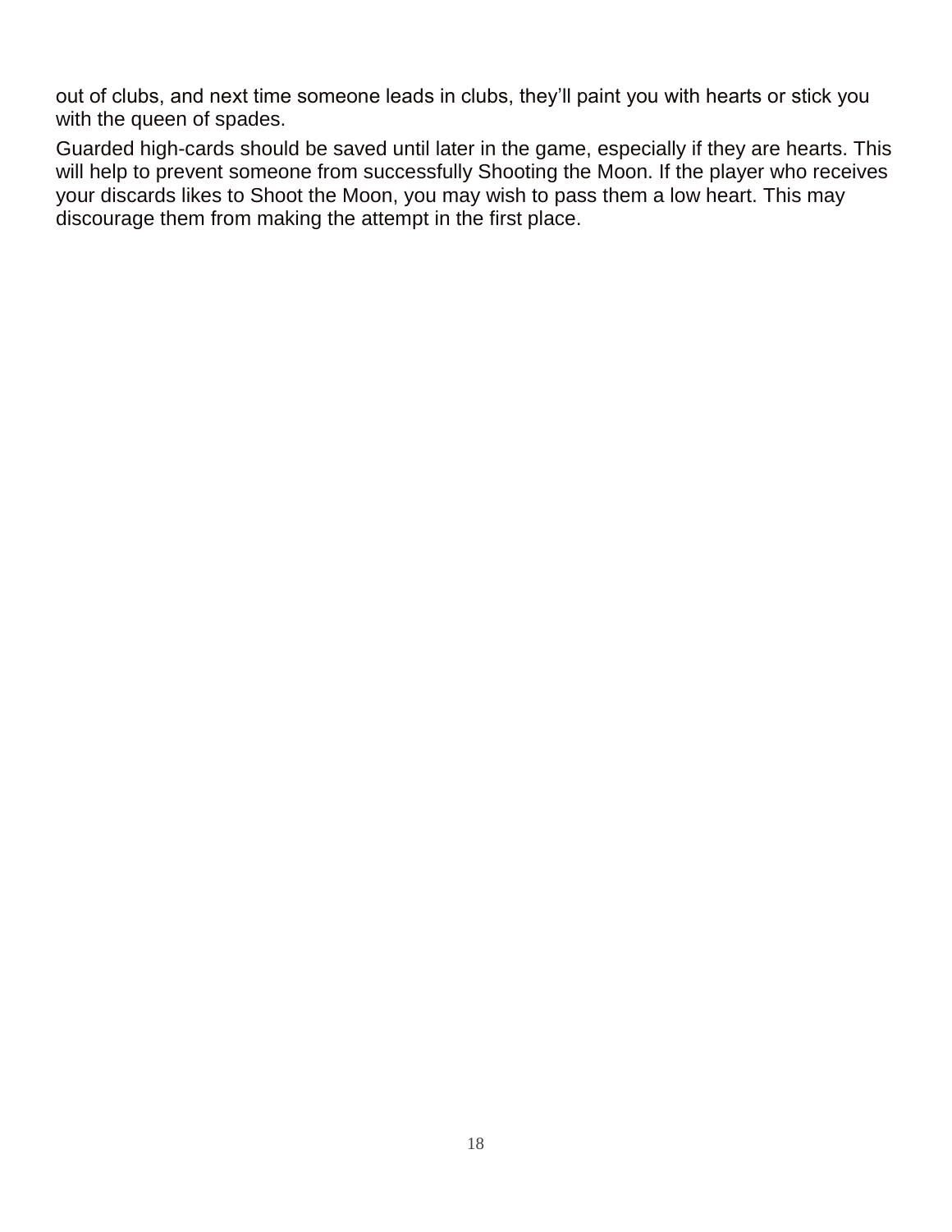out of clubs, and next time someone leads in clubs, they'll paint you with hearts or stick you with the queen of spades.

Guarded high-cards should be saved until later in the game, especially if they are hearts. This will help to prevent someone from successfully Shooting the Moon. If the player who receives your discards likes to Shoot the Moon, you may wish to pass them a low heart. This may discourage them from making the attempt in the first place.